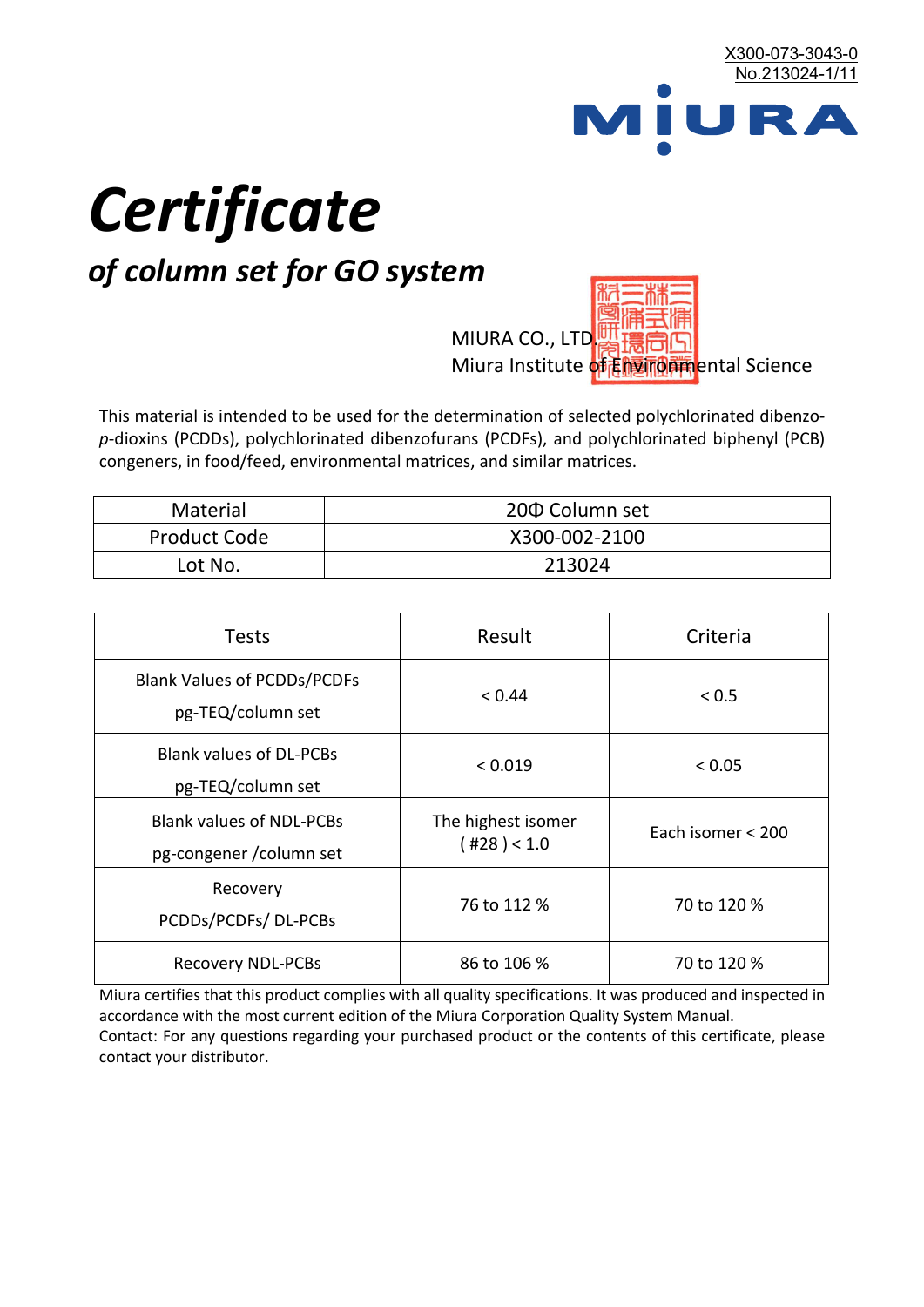X300-073-3043-0
No.213024-1/11

MIURA

# *Certificate*

## *of column set for GO system*

MIURA CO., LTD.
Miura Institute of Environmental Science

This material is intended to be used for the determination of selected polychlorinated dibenzo-*p*-dioxins (PCDDs), polychlorinated dibenzofurans (PCDFs), and polychlorinated biphenyl (PCB) congeners, in food/feed, environmental matrices, and similar matrices.

| Material | 20Φ Column set |
|---|---|
| Product Code | X300-002-2100 |
| Lot No. | 213024 |

| Tests | Result | Criteria |
|---|---|---|
| Blank Values of PCDDs/PCDFs pg-TEQ/column set | < 0.44 | < 0.5 |
| Blank values of DL-PCBs pg-TEQ/column set | < 0.019 | < 0.05 |
| Blank values of NDL-PCBs pg-congener /column set | The highest isomer ( #28 ) < 1.0 | Each isomer < 200 |
| Recovery PCDDs/PCDFs/ DL-PCBs | 76 to 112 % | 70 to 120 % |
| Recovery NDL-PCBs | 86 to 106 % | 70 to 120 % |

Miura certifies that this product complies with all quality specifications. It was produced and inspected in accordance with the most current edition of the Miura Corporation Quality System Manual.
Contact: For any questions regarding your purchased product or the contents of this certificate, please contact your distributor.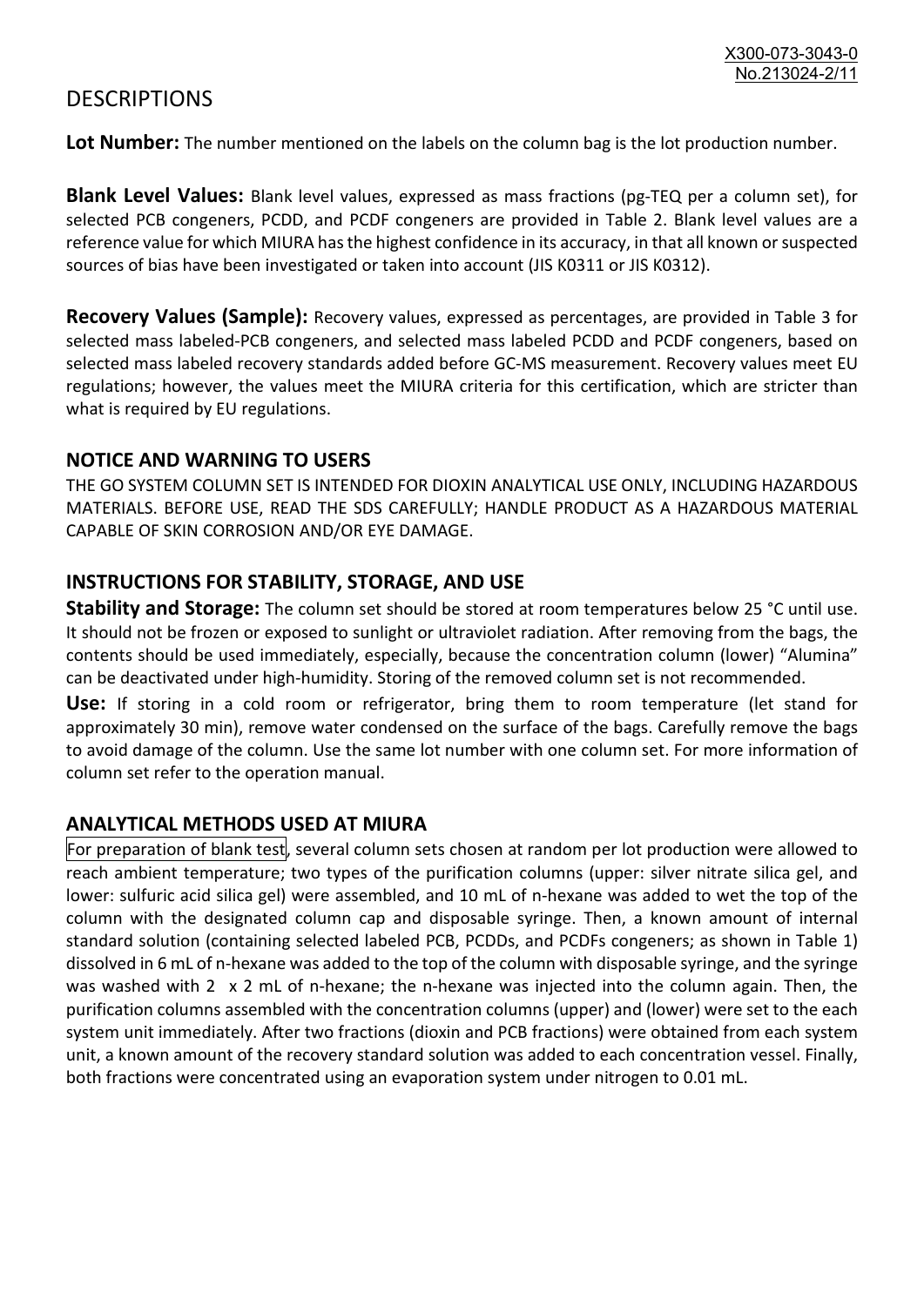# DESCRIPTIONS

**Lot Number:** The number mentioned on the labels on the column bag is the lot production number.

**Blank Level Values:** Blank level values, expressed as mass fractions (pg-TEQ per a column set), for selected PCB congeners, PCDD, and PCDF congeners are provided in Table 2. Blank level values are a reference value for which MIURA has the highest confidence in its accuracy, in that all known or suspected sources of bias have been investigated or taken into account (JIS K0311 or JIS K0312).

**Recovery Values (Sample):** Recovery values, expressed as percentages, are provided in Table 3 for selected mass labeled-PCB congeners, and selected mass labeled PCDD and PCDF congeners, based on selected mass labeled recovery standards added before GC-MS measurement. Recovery values meet EU regulations; however, the values meet the MIURA criteria for this certification, which are stricter than what is required by EU regulations.

## NOTICE AND WARNING TO USERS

THE GO SYSTEM COLUMN SET IS INTENDED FOR DIOXIN ANALYTICAL USE ONLY, INCLUDING HAZARDOUS MATERIALS. BEFORE USE, READ THE SDS CAREFULLY; HANDLE PRODUCT AS A HAZARDOUS MATERIAL CAPABLE OF SKIN CORROSION AND/OR EYE DAMAGE.

## INSTRUCTIONS FOR STABILITY, STORAGE, AND USE

**Stability and Storage:** The column set should be stored at room temperatures below 25 °C until use. It should not be frozen or exposed to sunlight or ultraviolet radiation. After removing from the bags, the contents should be used immediately, especially, because the concentration column (lower) "Alumina" can be deactivated under high-humidity. Storing of the removed column set is not recommended.

**Use:** If storing in a cold room or refrigerator, bring them to room temperature (let stand for approximately 30 min), remove water condensed on the surface of the bags. Carefully remove the bags to avoid damage of the column. Use the same lot number with one column set. For more information of column set refer to the operation manual.

## ANALYTICAL METHODS USED AT MIURA

For preparation of blank test, several column sets chosen at random per lot production were allowed to reach ambient temperature; two types of the purification columns (upper: silver nitrate silica gel, and lower: sulfuric acid silica gel) were assembled, and 10 mL of n-hexane was added to wet the top of the column with the designated column cap and disposable syringe. Then, a known amount of internal standard solution (containing selected labeled PCB, PCDDs, and PCDFs congeners; as shown in Table 1) dissolved in 6 mL of n-hexane was added to the top of the column with disposable syringe, and the syringe was washed with 2 x 2 mL of n-hexane; the n-hexane was injected into the column again. Then, the purification columns assembled with the concentration columns (upper) and (lower) were set to the each system unit immediately. After two fractions (dioxin and PCB fractions) were obtained from each system unit, a known amount of the recovery standard solution was added to each concentration vessel. Finally, both fractions were concentrated using an evaporation system under nitrogen to 0.01 mL.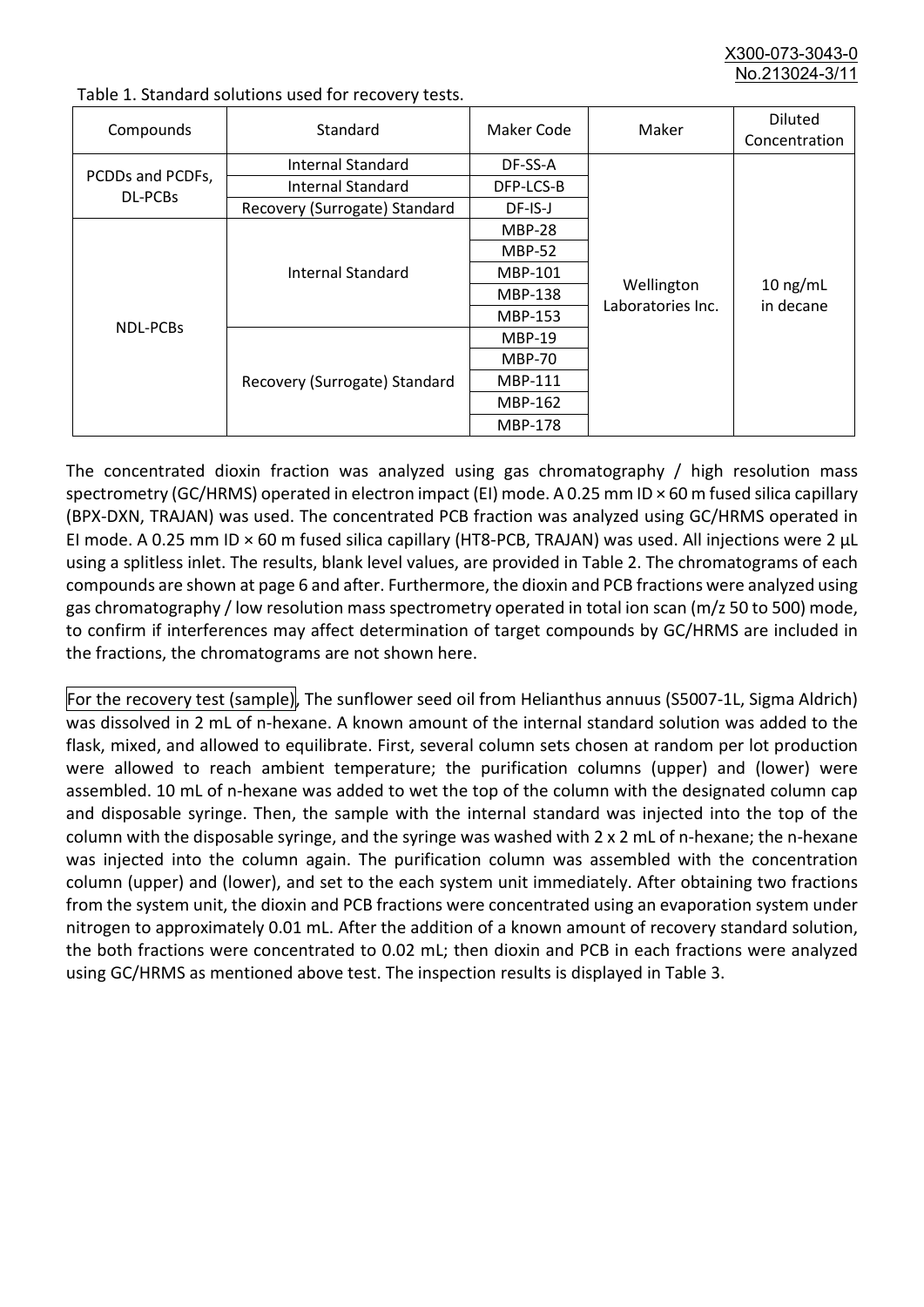Table 1. Standard solutions used for recovery tests.

| Compounds | Standard | Maker Code | Maker | Diluted Concentration |
|---|---|---|---|---|
| PCDDs and PCDFs, DL-PCBs | Internal Standard | DF-SS-A | Wellington Laboratories Inc. | 10 ng/mL in decane |
| | Internal Standard | DFP-LCS-B | | |
| | Recovery (Surrogate) Standard | DF-IS-J | | |
| NDL-PCBs | Internal Standard | MBP-28 | | |
| | | MBP-52 | | |
| | | MBP-101 | | |
| | | MBP-138 | | |
| | | MBP-153 | | |
| | Recovery (Surrogate) Standard | MBP-19 | | |
| | | MBP-70 | | |
| | | MBP-111 | | |
| | | MBP-162 | | |
| | | MBP-178 | | |

The concentrated dioxin fraction was analyzed using gas chromatography / high resolution mass spectrometry (GC/HRMS) operated in electron impact (EI) mode. A 0.25 mm ID × 60 m fused silica capillary (BPX-DXN, TRAJAN) was used. The concentrated PCB fraction was analyzed using GC/HRMS operated in EI mode. A 0.25 mm ID × 60 m fused silica capillary (HT8-PCB, TRAJAN) was used. All injections were 2 µL using a splitless inlet. The results, blank level values, are provided in Table 2. The chromatograms of each compounds are shown at page 6 and after. Furthermore, the dioxin and PCB fractions were analyzed using gas chromatography / low resolution mass spectrometry operated in total ion scan (m/z 50 to 500) mode, to confirm if interferences may affect determination of target compounds by GC/HRMS are included in the fractions, the chromatograms are not shown here.

For the recovery test (sample), The sunflower seed oil from Helianthus annuus (S5007-1L, Sigma Aldrich) was dissolved in 2 mL of n-hexane. A known amount of the internal standard solution was added to the flask, mixed, and allowed to equilibrate. First, several column sets chosen at random per lot production were allowed to reach ambient temperature; the purification columns (upper) and (lower) were assembled. 10 mL of n-hexane was added to wet the top of the column with the designated column cap and disposable syringe. Then, the sample with the internal standard was injected into the top of the column with the disposable syringe, and the syringe was washed with 2 x 2 mL of n-hexane; the n-hexane was injected into the column again. The purification column was assembled with the concentration column (upper) and (lower), and set to the each system unit immediately. After obtaining two fractions from the system unit, the dioxin and PCB fractions were concentrated using an evaporation system under nitrogen to approximately 0.01 mL. After the addition of a known amount of recovery standard solution, the both fractions were concentrated to 0.02 mL; then dioxin and PCB in each fractions were analyzed using GC/HRMS as mentioned above test. The inspection results is displayed in Table 3.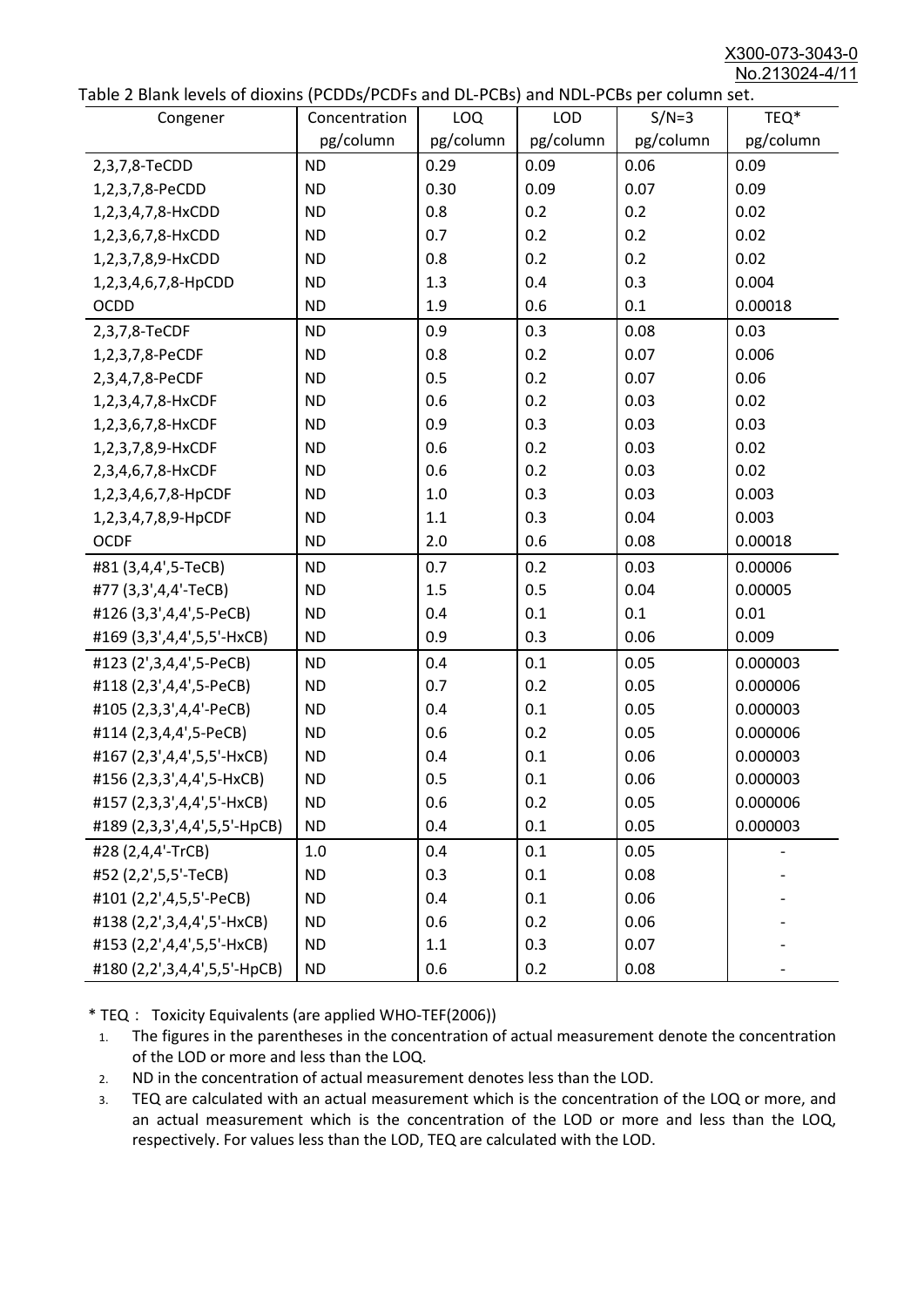Table 2 Blank levels of dioxins (PCDDs/PCDFs and DL-PCBs) and NDL-PCBs per column set.

| Congener | Concentration pg/column | LOQ pg/column | LOD pg/column | S/N=3 pg/column | TEQ* pg/column |
|---|---|---|---|---|---|
| 2,3,7,8-TeCDD | ND | 0.29 | 0.09 | 0.06 | 0.09 |
| 1,2,3,7,8-PeCDD | ND | 0.30 | 0.09 | 0.07 | 0.09 |
| 1,2,3,4,7,8-HxCDD | ND | 0.8 | 0.2 | 0.2 | 0.02 |
| 1,2,3,6,7,8-HxCDD | ND | 0.7 | 0.2 | 0.2 | 0.02 |
| 1,2,3,7,8,9-HxCDD | ND | 0.8 | 0.2 | 0.2 | 0.02 |
| 1,2,3,4,6,7,8-HpCDD | ND | 1.3 | 0.4 | 0.3 | 0.004 |
| OCDD | ND | 1.9 | 0.6 | 0.1 | 0.00018 |
| 2,3,7,8-TeCDF | ND | 0.9 | 0.3 | 0.08 | 0.03 |
| 1,2,3,7,8-PeCDF | ND | 0.8 | 0.2 | 0.07 | 0.006 |
| 2,3,4,7,8-PeCDF | ND | 0.5 | 0.2 | 0.07 | 0.06 |
| 1,2,3,4,7,8-HxCDF | ND | 0.6 | 0.2 | 0.03 | 0.02 |
| 1,2,3,6,7,8-HxCDF | ND | 0.9 | 0.3 | 0.03 | 0.03 |
| 1,2,3,7,8,9-HxCDF | ND | 0.6 | 0.2 | 0.03 | 0.02 |
| 2,3,4,6,7,8-HxCDF | ND | 0.6 | 0.2 | 0.03 | 0.02 |
| 1,2,3,4,6,7,8-HpCDF | ND | 1.0 | 0.3 | 0.03 | 0.003 |
| 1,2,3,4,7,8,9-HpCDF | ND | 1.1 | 0.3 | 0.04 | 0.003 |
| OCDF | ND | 2.0 | 0.6 | 0.08 | 0.00018 |
| #81 (3,4,4',5-TeCB) | ND | 0.7 | 0.2 | 0.03 | 0.00006 |
| #77 (3,3',4,4'-TeCB) | ND | 1.5 | 0.5 | 0.04 | 0.00005 |
| #126 (3,3',4,4',5-PeCB) | ND | 0.4 | 0.1 | 0.1 | 0.01 |
| #169 (3,3',4,4',5,5'-HxCB) | ND | 0.9 | 0.3 | 0.06 | 0.009 |
| #123 (2',3,4,4',5-PeCB) | ND | 0.4 | 0.1 | 0.05 | 0.000003 |
| #118 (2,3',4,4',5-PeCB) | ND | 0.7 | 0.2 | 0.05 | 0.000006 |
| #105 (2,3,3',4,4'-PeCB) | ND | 0.4 | 0.1 | 0.05 | 0.000003 |
| #114 (2,3,4,4',5-PeCB) | ND | 0.6 | 0.2 | 0.05 | 0.000006 |
| #167 (2,3',4,4',5,5'-HxCB) | ND | 0.4 | 0.1 | 0.06 | 0.000003 |
| #156 (2,3,3',4,4',5-HxCB) | ND | 0.5 | 0.1 | 0.06 | 0.000003 |
| #157 (2,3,3',4,4',5'-HxCB) | ND | 0.6 | 0.2 | 0.05 | 0.000006 |
| #189 (2,3,3',4,4',5,5'-HpCB) | ND | 0.4 | 0.1 | 0.05 | 0.000003 |
| #28 (2,4,4'-TrCB) | 1.0 | 0.4 | 0.1 | 0.05 | - |
| #52 (2,2',5,5'-TeCB) | ND | 0.3 | 0.1 | 0.08 | - |
| #101 (2,2',4,5,5'-PeCB) | ND | 0.4 | 0.1 | 0.06 | - |
| #138 (2,2',3,4,4',5'-HxCB) | ND | 0.6 | 0.2 | 0.06 | - |
| #153 (2,2',4,4',5,5'-HxCB) | ND | 1.1 | 0.3 | 0.07 | - |
| #180 (2,2',3,4,4',5,5'-HpCB) | ND | 0.6 | 0.2 | 0.08 | - |

* TEQ： Toxicity Equivalents (are applied WHO-TEF(2006))

1. The figures in the parentheses in the concentration of actual measurement denote the concentration of the LOD or more and less than the LOQ.
2. ND in the concentration of actual measurement denotes less than the LOD.
3. TEQ are calculated with an actual measurement which is the concentration of the LOQ or more, and an actual measurement which is the concentration of the LOD or more and less than the LOQ, respectively. For values less than the LOD, TEQ are calculated with the LOD.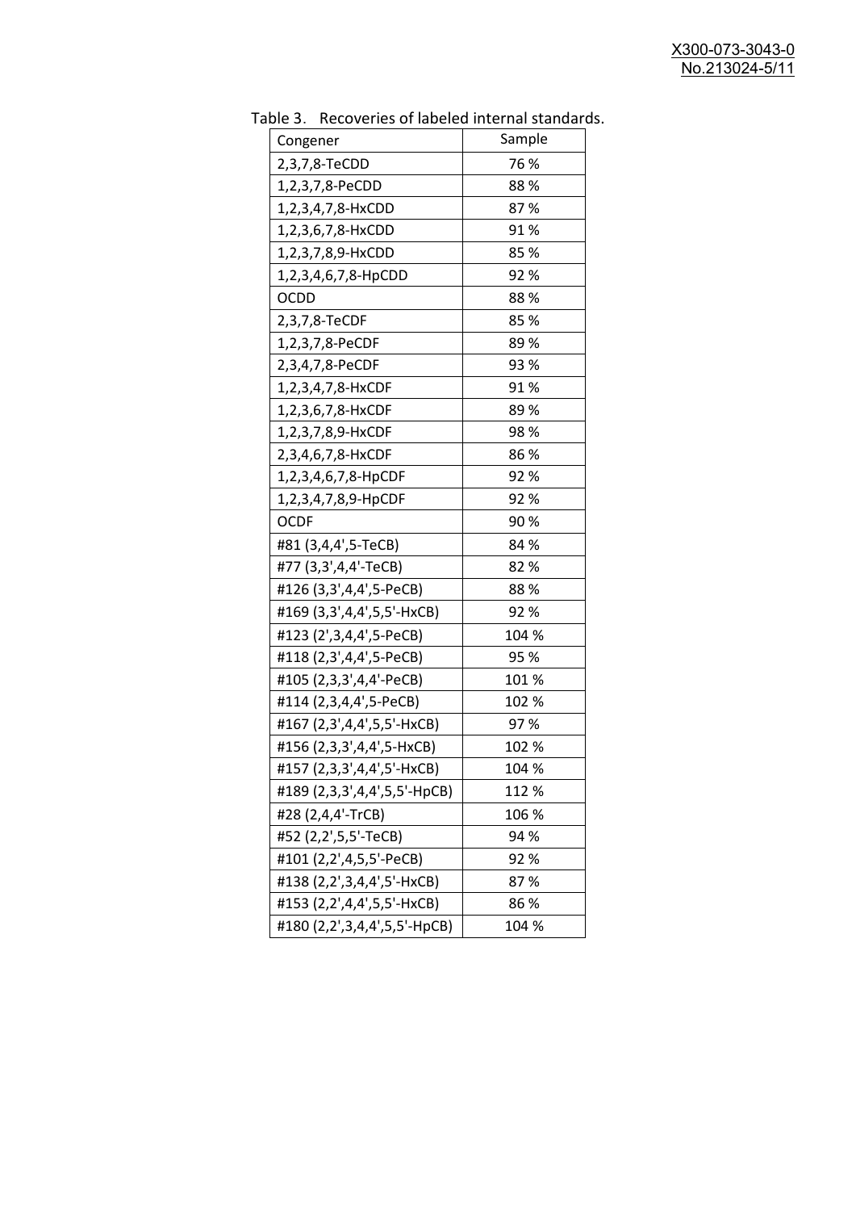Table 3. Recoveries of labeled internal standards.

| Congener | Sample |
|---|---|
| 2,3,7,8-TeCDD | 76 % |
| 1,2,3,7,8-PeCDD | 88 % |
| 1,2,3,4,7,8-HxCDD | 87 % |
| 1,2,3,6,7,8-HxCDD | 91 % |
| 1,2,3,7,8,9-HxCDD | 85 % |
| 1,2,3,4,6,7,8-HpCDD | 92 % |
| OCDD | 88 % |
| 2,3,7,8-TeCDF | 85 % |
| 1,2,3,7,8-PeCDF | 89 % |
| 2,3,4,7,8-PeCDF | 93 % |
| 1,2,3,4,7,8-HxCDF | 91 % |
| 1,2,3,6,7,8-HxCDF | 89 % |
| 1,2,3,7,8,9-HxCDF | 98 % |
| 2,3,4,6,7,8-HxCDF | 86 % |
| 1,2,3,4,6,7,8-HpCDF | 92 % |
| 1,2,3,4,7,8,9-HpCDF | 92 % |
| OCDF | 90 % |
| #81 (3,4,4',5-TeCB) | 84 % |
| #77 (3,3',4,4'-TeCB) | 82 % |
| #126 (3,3',4,4',5-PeCB) | 88 % |
| #169 (3,3',4,4',5,5'-HxCB) | 92 % |
| #123 (2',3,4,4',5-PeCB) | 104 % |
| #118 (2,3',4,4',5-PeCB) | 95 % |
| #105 (2,3,3',4,4'-PeCB) | 101 % |
| #114 (2,3,4,4',5-PeCB) | 102 % |
| #167 (2,3',4,4',5,5'-HxCB) | 97 % |
| #156 (2,3,3',4,4',5-HxCB) | 102 % |
| #157 (2,3,3',4,4',5'-HxCB) | 104 % |
| #189 (2,3,3',4,4',5,5'-HpCB) | 112 % |
| #28 (2,4,4'-TrCB) | 106 % |
| #52 (2,2',5,5'-TeCB) | 94 % |
| #101 (2,2',4,5,5'-PeCB) | 92 % |
| #138 (2,2',3,4,4',5'-HxCB) | 87 % |
| #153 (2,2',4,4',5,5'-HxCB) | 86 % |
| #180 (2,2',3,4,4',5,5'-HpCB) | 104 % |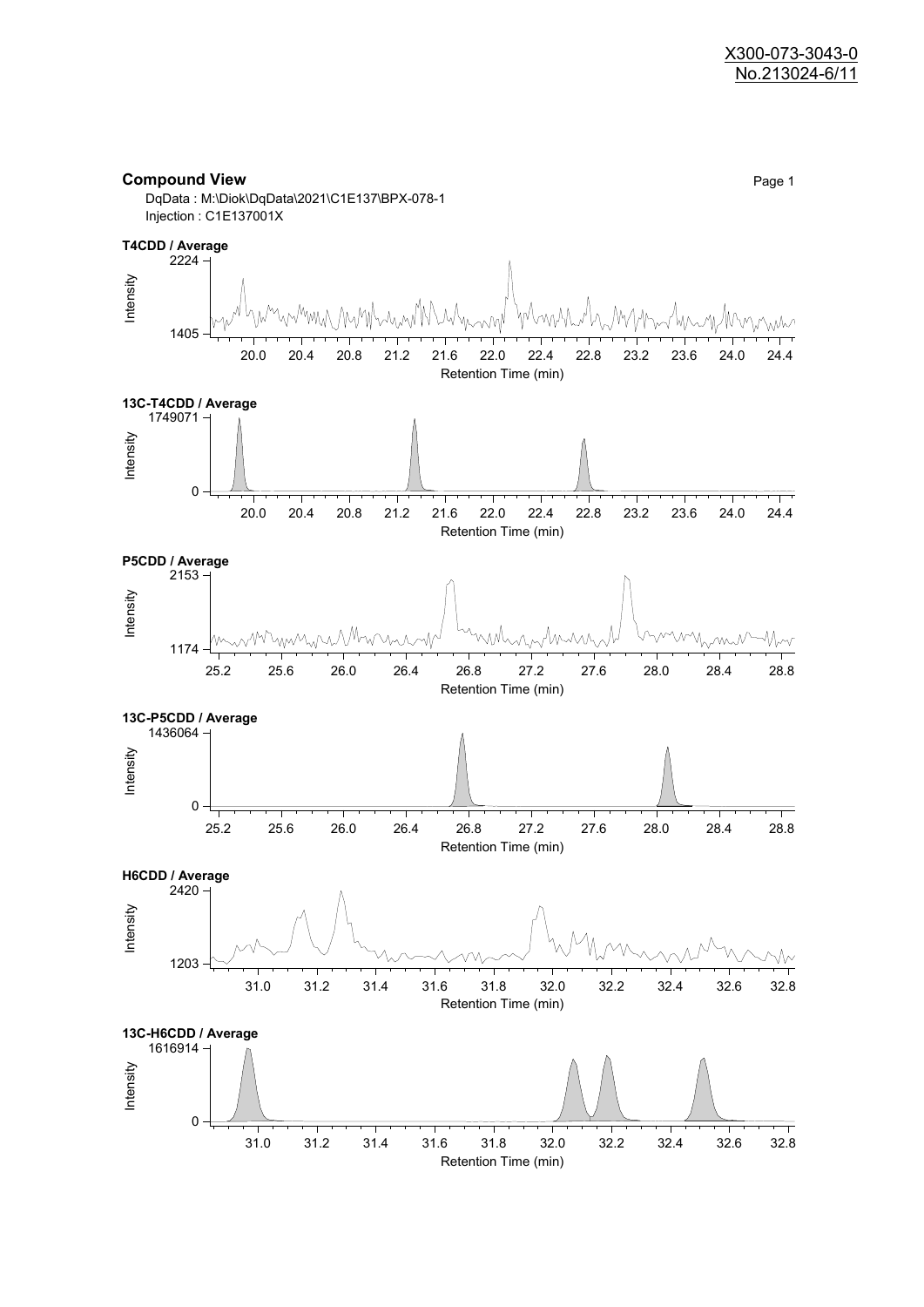**Compound View**

Page 1

DqData : M:\Diok\DqData\2021\C1E137\BPX-078-1
Injection : C1E137001X

**T4CDD / Average**

Intensity: 1405 – 2224
Retention Time (min): 20.0, 20.4, 20.8, 21.2, 21.6, 22.0, 22.4, 22.8, 23.2, 23.6, 24.0, 24.4

**13C-T4CDD / Average**

Intensity: 0 – 1749071
Retention Time (min): 20.0, 20.4, 20.8, 21.2, 21.6, 22.0, 22.4, 22.8, 23.2, 23.6, 24.0, 24.4

**P5CDD / Average**

Intensity: 1174 – 2153
Retention Time (min): 25.2, 25.6, 26.0, 26.4, 26.8, 27.2, 27.6, 28.0, 28.4, 28.8

**13C-P5CDD / Average**

Intensity: 0 – 1436064
Retention Time (min): 25.2, 25.6, 26.0, 26.4, 26.8, 27.2, 27.6, 28.0, 28.4, 28.8

**H6CDD / Average**

Intensity: 1203 – 2420
Retention Time (min): 31.0, 31.2, 31.4, 31.6, 31.8, 32.0, 32.2, 32.4, 32.6, 32.8

**13C-H6CDD / Average**

Intensity: 0 – 1616914
Retention Time (min): 31.0, 31.2, 31.4, 31.6, 31.8, 32.0, 32.2, 32.4, 32.6, 32.8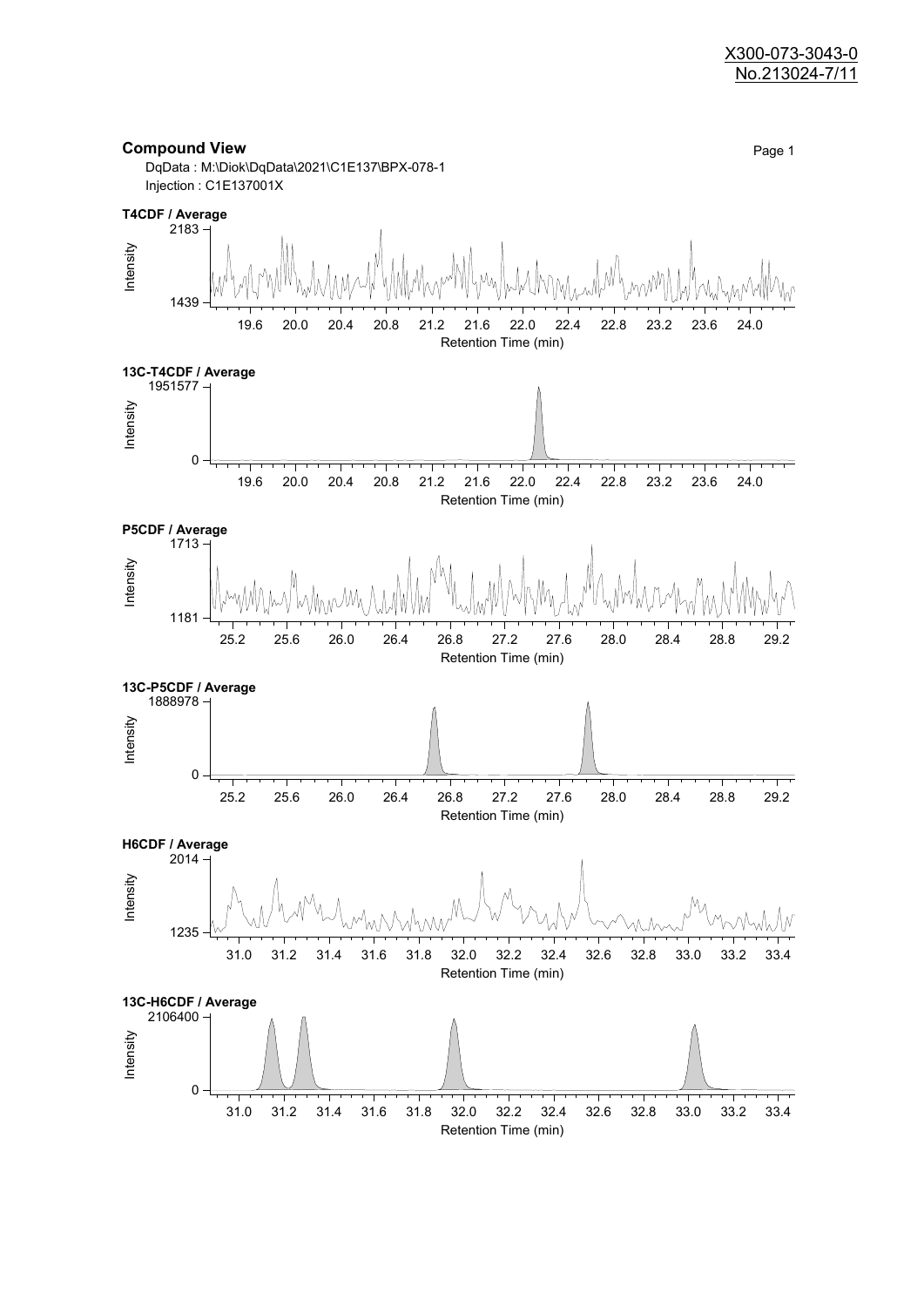X300-073-3043-0
No.213024-7/11

## Compound View

DqData : M:\Diok\DqData\2021\C1E137\BPX-078-1
Injection : C1E137001X

**T4CDF / Average**

Intensity: 1439 – 2183
Retention Time (min): 19.6, 20.0, 20.4, 20.8, 21.2, 21.6, 22.0, 22.4, 22.8, 23.2, 23.6, 24.0

**13C-T4CDF / Average**

Intensity: 0 – 1951577
Retention Time (min): 19.6, 20.0, 20.4, 20.8, 21.2, 21.6, 22.0, 22.4, 22.8, 23.2, 23.6, 24.0

**P5CDF / Average**

Intensity: 1181 – 1713
Retention Time (min): 25.2, 25.6, 26.0, 26.4, 26.8, 27.2, 27.6, 28.0, 28.4, 28.8, 29.2

**13C-P5CDF / Average**

Intensity: 0 – 1888978
Retention Time (min): 25.2, 25.6, 26.0, 26.4, 26.8, 27.2, 27.6, 28.0, 28.4, 28.8, 29.2

**H6CDF / Average**

Intensity: 1235 – 2014
Retention Time (min): 31.0, 31.2, 31.4, 31.6, 31.8, 32.0, 32.2, 32.4, 32.6, 32.8, 33.0, 33.2, 33.4

**13C-H6CDF / Average**

Intensity: 0 – 2106400
Retention Time (min): 31.0, 31.2, 31.4, 31.6, 31.8, 32.0, 32.2, 32.4, 32.6, 32.8, 33.0, 33.2, 33.4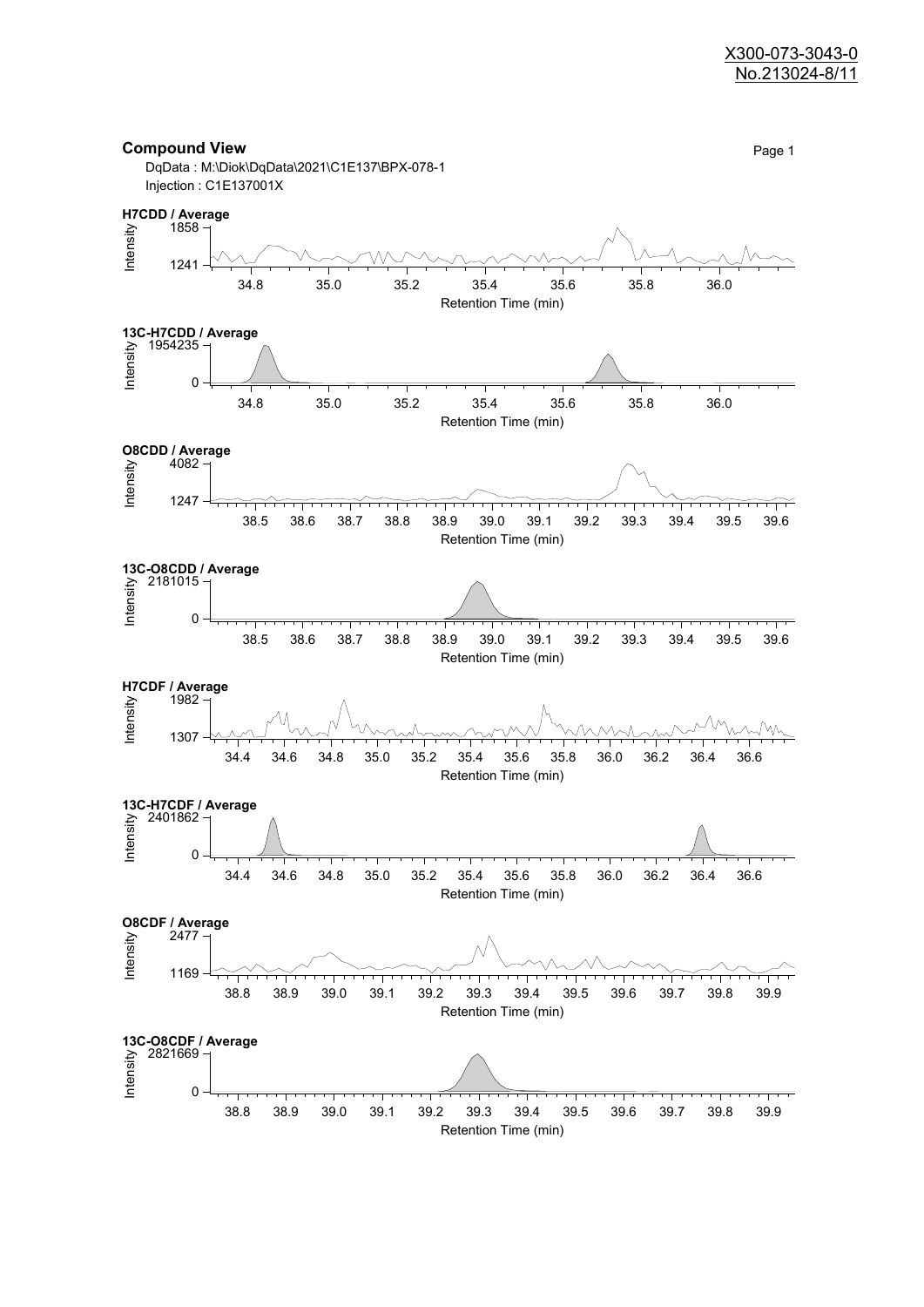X300-073-3043-0
No.213024-8/11

## Compound View

DqData : M:\Diok\DqData\2021\C1E137\BPX-078-1
Injection : C1E137001X

**H7CDD / Average**

Intensity: 1858, 1241

Retention Time (min): 34.8, 35.0, 35.2, 35.4, 35.6, 35.8, 36.0

**13C-H7CDD / Average**

Intensity: 1954235, 0

Retention Time (min): 34.8, 35.0, 35.2, 35.4, 35.6, 35.8, 36.0

**O8CDD / Average**

Intensity: 4082, 1247

Retention Time (min): 38.5, 38.6, 38.7, 38.8, 38.9, 39.0, 39.1, 39.2, 39.3, 39.4, 39.5, 39.6

**13C-O8CDD / Average**

Intensity: 2181015, 0

Retention Time (min): 38.5, 38.6, 38.7, 38.8, 38.9, 39.0, 39.1, 39.2, 39.3, 39.4, 39.5, 39.6

**H7CDF / Average**

Intensity: 1982, 1307

Retention Time (min): 34.4, 34.6, 34.8, 35.0, 35.2, 35.4, 35.6, 35.8, 36.0, 36.2, 36.4, 36.6

**13C-H7CDF / Average**

Intensity: 2401862, 0

Retention Time (min): 34.4, 34.6, 34.8, 35.0, 35.2, 35.4, 35.6, 35.8, 36.0, 36.2, 36.4, 36.6

**O8CDF / Average**

Intensity: 2477, 1169

Retention Time (min): 38.8, 38.9, 39.0, 39.1, 39.2, 39.3, 39.4, 39.5, 39.6, 39.7, 39.8, 39.9

**13C-O8CDF / Average**

Intensity: 2821669, 0

Retention Time (min): 38.8, 38.9, 39.0, 39.1, 39.2, 39.3, 39.4, 39.5, 39.6, 39.7, 39.8, 39.9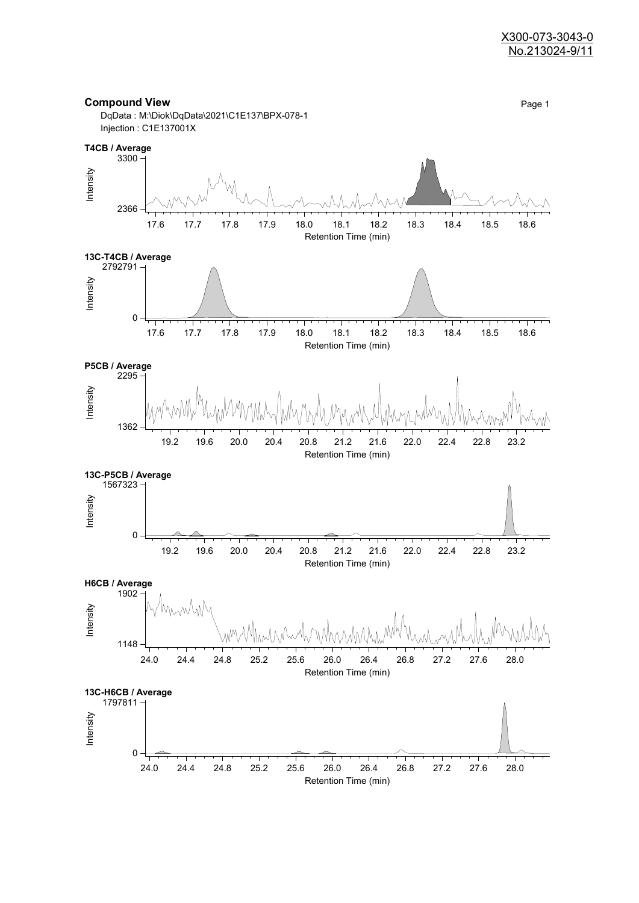X300-073-3043-0
No.213024-9/11

## Compound View

DqData : M:\Diok\DqData\2021\C1E137\BPX-078-1
Injection : C1E137001X

**T4CB / Average**

Intensity: 2366 – 3300
Retention Time (min): 17.6 – 18.6

**13C-T4CB / Average**

Intensity: 0 – 2792791
Retention Time (min): 17.6 – 18.6

**P5CB / Average**

Intensity: 1362 – 2295
Retention Time (min): 19.2 – 23.2

**13C-P5CB / Average**

Intensity: 0 – 1567323
Retention Time (min): 19.2 – 23.2

**H6CB / Average**

Intensity: 1148 – 1902
Retention Time (min): 24.0 – 28.0

**13C-H6CB / Average**

Intensity: 0 – 1797811
Retention Time (min): 24.0 – 28.0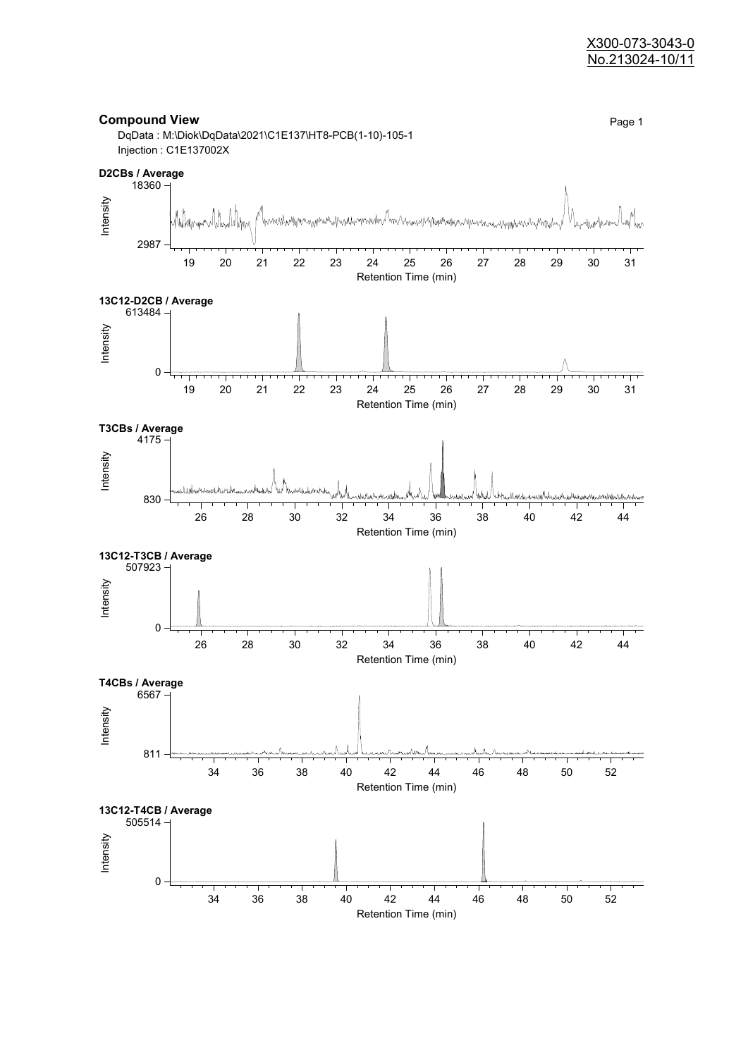X300-073-3043-0
No.213024-10/11

## Compound View

DqData : M:\Diok\DqData\2021\C1E137\HT8-PCB(1-10)-105-1
Injection : C1E137002X

**D2CBs / Average**

Intensity: 2987 – 18360
Retention Time (min): 19 – 31

**13C12-D2CB / Average**

Intensity: 0 – 613484
Retention Time (min): 19 – 31

**T3CBs / Average**

Intensity: 830 – 4175
Retention Time (min): 26 – 44

**13C12-T3CB / Average**

Intensity: 0 – 507923
Retention Time (min): 26 – 44

**T4CBs / Average**

Intensity: 811 – 6567
Retention Time (min): 34 – 52

**13C12-T4CB / Average**

Intensity: 0 – 505514
Retention Time (min): 34 – 52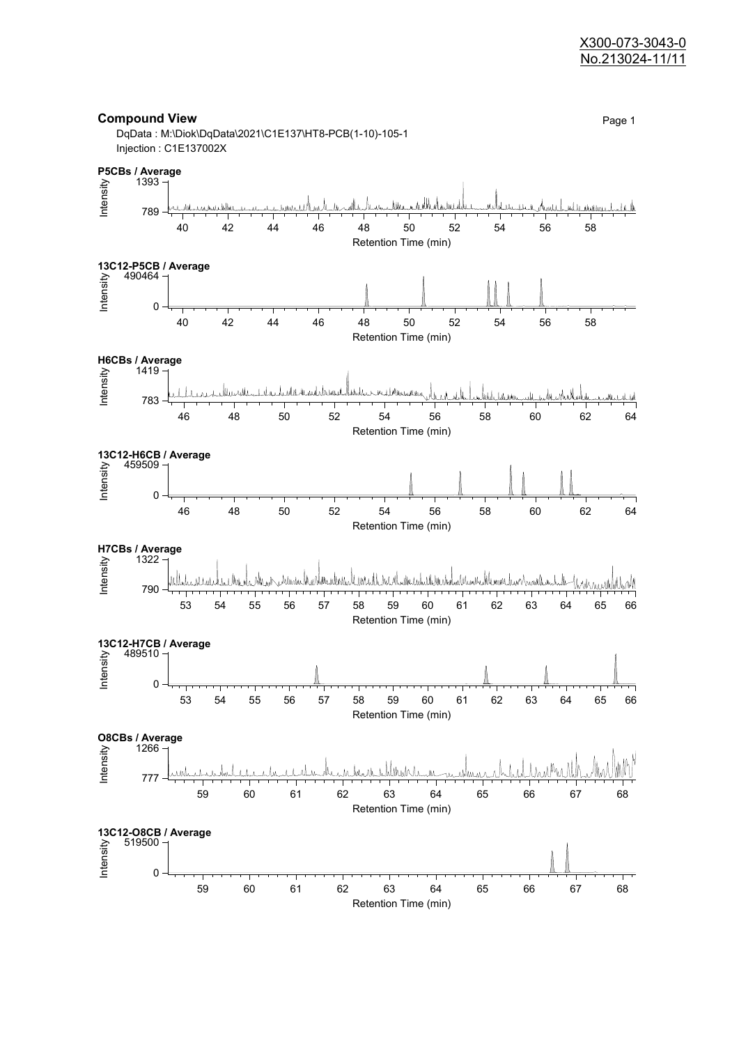X300-073-3043-0
No.213024-11/11

## Compound View

Page 1

DqData : M:\Diok\DqData\2021\C1E137\HT8-PCB(1-10)-105-1
Injection : C1E137002X

**P5CBs / Average**

Intensity
1393
789
40 42 44 46 48 50 52 54 56 58
Retention Time (min)

**13C12-P5CB / Average**

Intensity
490464
0
40 42 44 46 48 50 52 54 56 58
Retention Time (min)

**H6CBs / Average**

Intensity
1419
783
46 48 50 52 54 56 58 60 62 64
Retention Time (min)

**13C12-H6CB / Average**

Intensity
459509
0
46 48 50 52 54 56 58 60 62 64
Retention Time (min)

**H7CBs / Average**

Intensity
1322
790
53 54 55 56 57 58 59 60 61 62 63 64 65 66
Retention Time (min)

**13C12-H7CB / Average**

Intensity
489510
0
53 54 55 56 57 58 59 60 61 62 63 64 65 66
Retention Time (min)

**O8CBs / Average**

Intensity
1266
777
59 60 61 62 63 64 65 66 67 68
Retention Time (min)

**13C12-O8CB / Average**

Intensity
519500
0
59 60 61 62 63 64 65 66 67 68
Retention Time (min)